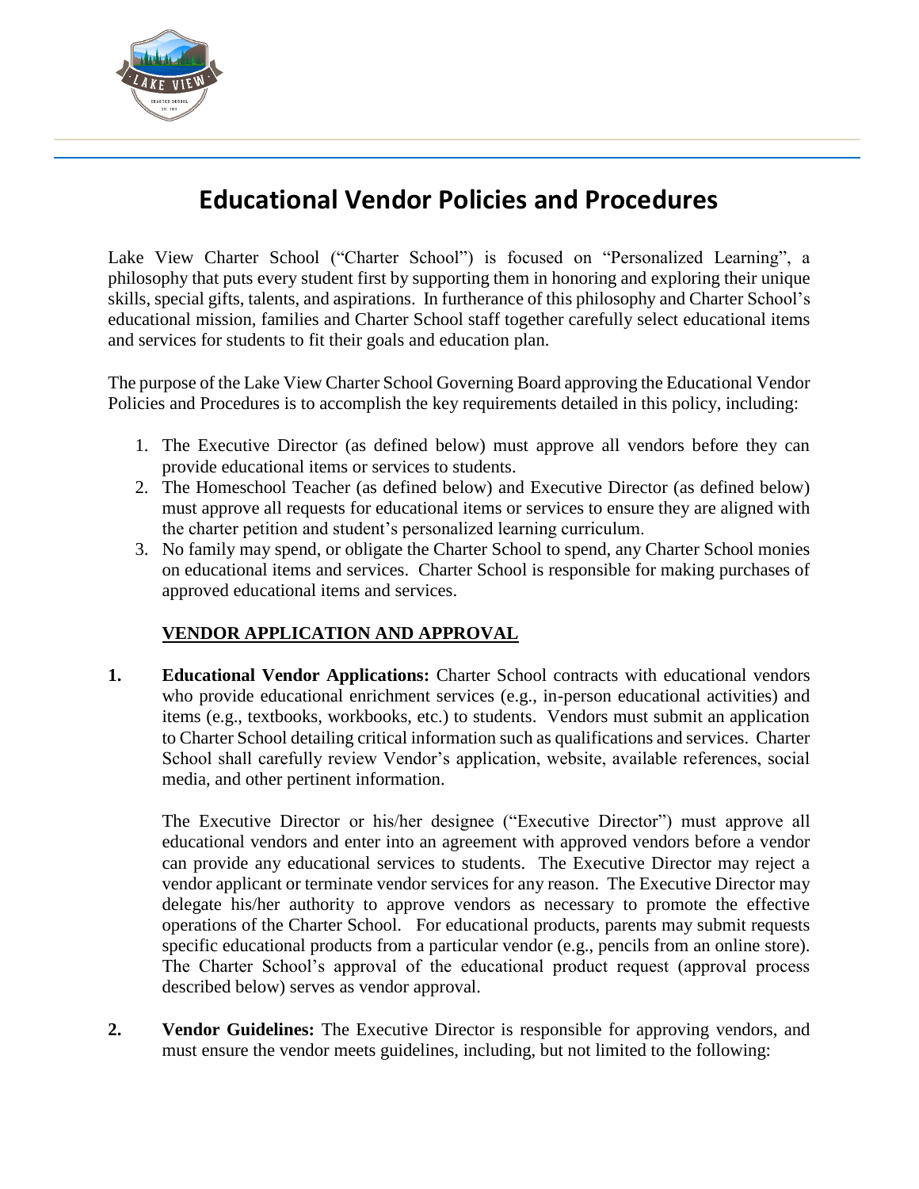# Educational Vendor Policies and Procedures

Lake View Charter School ("Charter School") is focused on "Personalized Learning", a philosophy that puts every student first by supporting them in honoring and exploring their unique skills, special gifts, talents, and aspirations. In furtherance of this philosophy and Charter School's educational mission, families and Charter School staff together carefully select educational items and services for students to fit their goals and education plan.

The purpose of the Lake View Charter School Governing Board approving the Educational Vendor Policies and Procedures is to accomplish the key requirements detailed in this policy, including:

1. The Executive Director (as defined below) must approve all vendors before they can provide educational items or services to students.
2. The Homeschool Teacher (as defined below) and Executive Director (as defined below) must approve all requests for educational items or services to ensure they are aligned with the charter petition and student's personalized learning curriculum.
3. No family may spend, or obligate the Charter School to spend, any Charter School monies on educational items and services. Charter School is responsible for making purchases of approved educational items and services.

## VENDOR APPLICATION AND APPROVAL

**1. Educational Vendor Applications:** Charter School contracts with educational vendors who provide educational enrichment services (e.g., in-person educational activities) and items (e.g., textbooks, workbooks, etc.) to students. Vendors must submit an application to Charter School detailing critical information such as qualifications and services. Charter School shall carefully review Vendor's application, website, available references, social media, and other pertinent information.

The Executive Director or his/her designee ("Executive Director") must approve all educational vendors and enter into an agreement with approved vendors before a vendor can provide any educational services to students. The Executive Director may reject a vendor applicant or terminate vendor services for any reason. The Executive Director may delegate his/her authority to approve vendors as necessary to promote the effective operations of the Charter School. For educational products, parents may submit requests specific educational products from a particular vendor (e.g., pencils from an online store). The Charter School's approval of the educational product request (approval process described below) serves as vendor approval.

**2. Vendor Guidelines:** The Executive Director is responsible for approving vendors, and must ensure the vendor meets guidelines, including, but not limited to the following: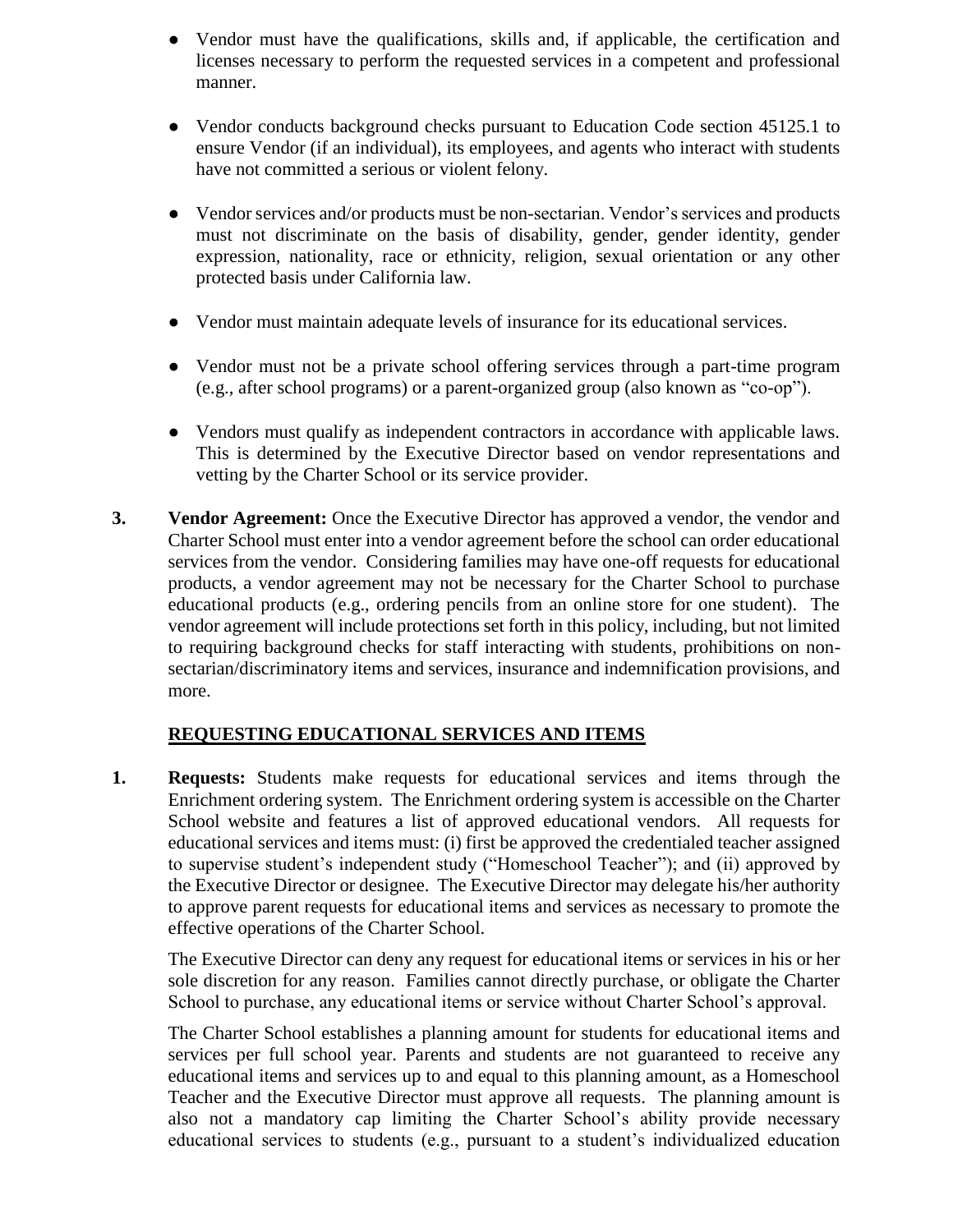- Vendor must have the qualifications, skills and, if applicable, the certification and licenses necessary to perform the requested services in a competent and professional manner.

- Vendor conducts background checks pursuant to Education Code section 45125.1 to ensure Vendor (if an individual), its employees, and agents who interact with students have not committed a serious or violent felony.

- Vendor services and/or products must be non-sectarian. Vendor's services and products must not discriminate on the basis of disability, gender, gender identity, gender expression, nationality, race or ethnicity, religion, sexual orientation or any other protected basis under California law.

- Vendor must maintain adequate levels of insurance for its educational services.

- Vendor must not be a private school offering services through a part-time program (e.g., after school programs) or a parent-organized group (also known as "co-op").

- Vendors must qualify as independent contractors in accordance with applicable laws. This is determined by the Executive Director based on vendor representations and vetting by the Charter School or its service provider.

3. **Vendor Agreement:** Once the Executive Director has approved a vendor, the vendor and Charter School must enter into a vendor agreement before the school can order educational services from the vendor. Considering families may have one-off requests for educational products, a vendor agreement may not be necessary for the Charter School to purchase educational products (e.g., ordering pencils from an online store for one student). The vendor agreement will include protections set forth in this policy, including, but not limited to requiring background checks for staff interacting with students, prohibitions on non-sectarian/discriminatory items and services, insurance and indemnification provisions, and more.

## REQUESTING EDUCATIONAL SERVICES AND ITEMS

1. **Requests:** Students make requests for educational services and items through the Enrichment ordering system. The Enrichment ordering system is accessible on the Charter School website and features a list of approved educational vendors. All requests for educational services and items must: (i) first be approved the credentialed teacher assigned to supervise student's independent study ("Homeschool Teacher"); and (ii) approved by the Executive Director or designee. The Executive Director may delegate his/her authority to approve parent requests for educational items and services as necessary to promote the effective operations of the Charter School.

   The Executive Director can deny any request for educational items or services in his or her sole discretion for any reason. Families cannot directly purchase, or obligate the Charter School to purchase, any educational items or service without Charter School's approval.

   The Charter School establishes a planning amount for students for educational items and services per full school year. Parents and students are not guaranteed to receive any educational items and services up to and equal to this planning amount, as a Homeschool Teacher and the Executive Director must approve all requests. The planning amount is also not a mandatory cap limiting the Charter School's ability provide necessary educational services to students (e.g., pursuant to a student's individualized education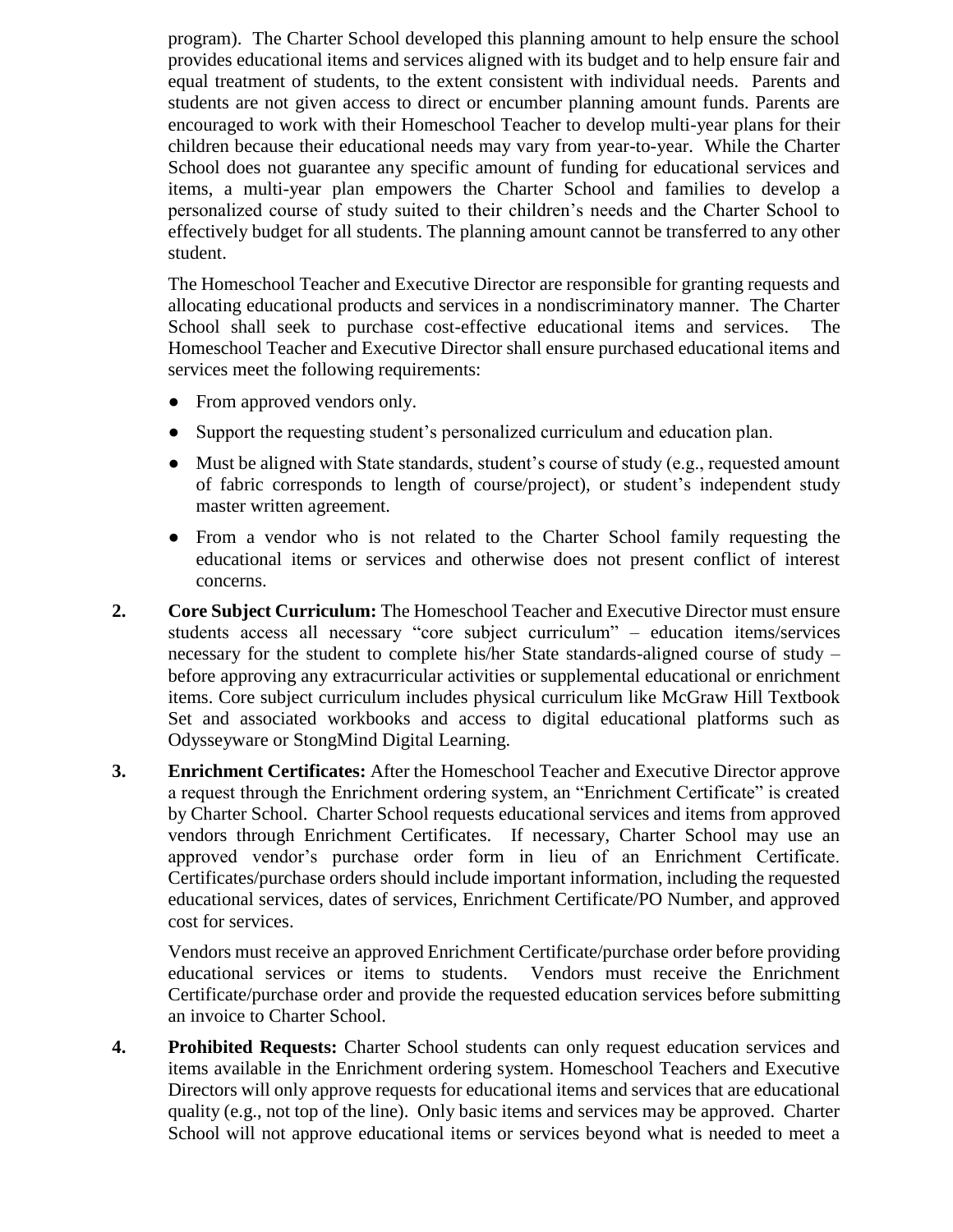program). The Charter School developed this planning amount to help ensure the school provides educational items and services aligned with its budget and to help ensure fair and equal treatment of students, to the extent consistent with individual needs. Parents and students are not given access to direct or encumber planning amount funds. Parents are encouraged to work with their Homeschool Teacher to develop multi-year plans for their children because their educational needs may vary from year-to-year. While the Charter School does not guarantee any specific amount of funding for educational services and items, a multi-year plan empowers the Charter School and families to develop a personalized course of study suited to their children's needs and the Charter School to effectively budget for all students. The planning amount cannot be transferred to any other student.

The Homeschool Teacher and Executive Director are responsible for granting requests and allocating educational products and services in a nondiscriminatory manner. The Charter School shall seek to purchase cost-effective educational items and services. The Homeschool Teacher and Executive Director shall ensure purchased educational items and services meet the following requirements:

- From approved vendors only.
- Support the requesting student's personalized curriculum and education plan.
- Must be aligned with State standards, student's course of study (e.g., requested amount of fabric corresponds to length of course/project), or student's independent study master written agreement.
- From a vendor who is not related to the Charter School family requesting the educational items or services and otherwise does not present conflict of interest concerns.

2. **Core Subject Curriculum:** The Homeschool Teacher and Executive Director must ensure students access all necessary "core subject curriculum" – education items/services necessary for the student to complete his/her State standards-aligned course of study – before approving any extracurricular activities or supplemental educational or enrichment items. Core subject curriculum includes physical curriculum like McGraw Hill Textbook Set and associated workbooks and access to digital educational platforms such as Odysseyware or StongMind Digital Learning.

3. **Enrichment Certificates:** After the Homeschool Teacher and Executive Director approve a request through the Enrichment ordering system, an "Enrichment Certificate" is created by Charter School. Charter School requests educational services and items from approved vendors through Enrichment Certificates. If necessary, Charter School may use an approved vendor's purchase order form in lieu of an Enrichment Certificate. Certificates/purchase orders should include important information, including the requested educational services, dates of services, Enrichment Certificate/PO Number, and approved cost for services.

   Vendors must receive an approved Enrichment Certificate/purchase order before providing educational services or items to students. Vendors must receive the Enrichment Certificate/purchase order and provide the requested education services before submitting an invoice to Charter School.

4. **Prohibited Requests:** Charter School students can only request education services and items available in the Enrichment ordering system. Homeschool Teachers and Executive Directors will only approve requests for educational items and services that are educational quality (e.g., not top of the line). Only basic items and services may be approved. Charter School will not approve educational items or services beyond what is needed to meet a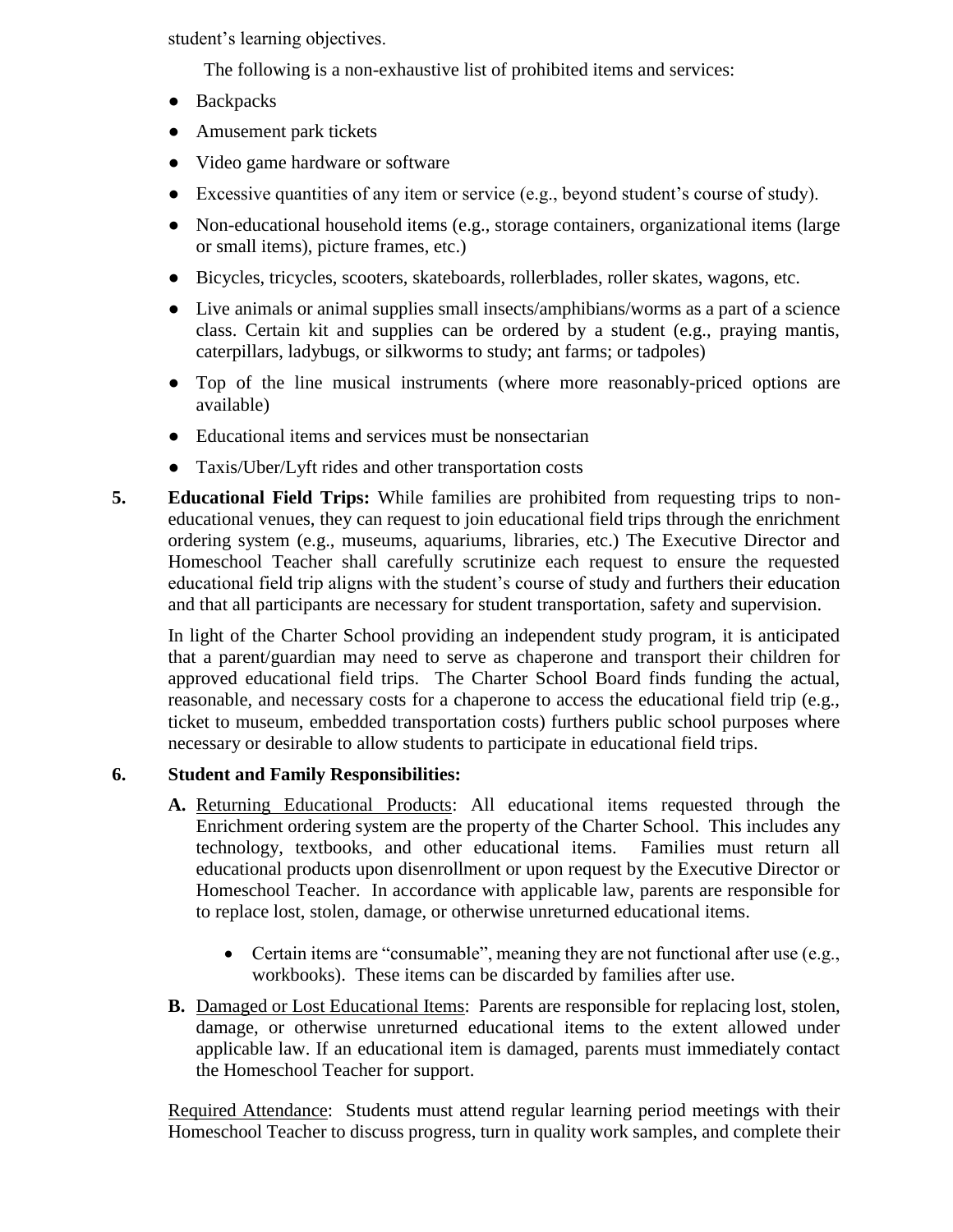student's learning objectives.

The following is a non-exhaustive list of prohibited items and services:

- Backpacks
- Amusement park tickets
- Video game hardware or software
- Excessive quantities of any item or service (e.g., beyond student's course of study).
- Non-educational household items (e.g., storage containers, organizational items (large or small items), picture frames, etc.)
- Bicycles, tricycles, scooters, skateboards, rollerblades, roller skates, wagons, etc.
- Live animals or animal supplies small insects/amphibians/worms as a part of a science class. Certain kit and supplies can be ordered by a student (e.g., praying mantis, caterpillars, ladybugs, or silkworms to study; ant farms; or tadpoles)
- Top of the line musical instruments (where more reasonably-priced options are available)
- Educational items and services must be nonsectarian
- Taxis/Uber/Lyft rides and other transportation costs

**5. Educational Field Trips:** While families are prohibited from requesting trips to non-educational venues, they can request to join educational field trips through the enrichment ordering system (e.g., museums, aquariums, libraries, etc.) The Executive Director and Homeschool Teacher shall carefully scrutinize each request to ensure the requested educational field trip aligns with the student's course of study and furthers their education and that all participants are necessary for student transportation, safety and supervision.

In light of the Charter School providing an independent study program, it is anticipated that a parent/guardian may need to serve as chaperone and transport their children for approved educational field trips. The Charter School Board finds funding the actual, reasonable, and necessary costs for a chaperone to access the educational field trip (e.g., ticket to museum, embedded transportation costs) furthers public school purposes where necessary or desirable to allow students to participate in educational field trips.

**6. Student and Family Responsibilities:**

**A.** Returning Educational Products: All educational items requested through the Enrichment ordering system are the property of the Charter School. This includes any technology, textbooks, and other educational items. Families must return all educational products upon disenrollment or upon request by the Executive Director or Homeschool Teacher. In accordance with applicable law, parents are responsible for to replace lost, stolen, damage, or otherwise unreturned educational items.

- Certain items are "consumable", meaning they are not functional after use (e.g., workbooks). These items can be discarded by families after use.

**B.** Damaged or Lost Educational Items: Parents are responsible for replacing lost, stolen, damage, or otherwise unreturned educational items to the extent allowed under applicable law. If an educational item is damaged, parents must immediately contact the Homeschool Teacher for support.

Required Attendance: Students must attend regular learning period meetings with their Homeschool Teacher to discuss progress, turn in quality work samples, and complete their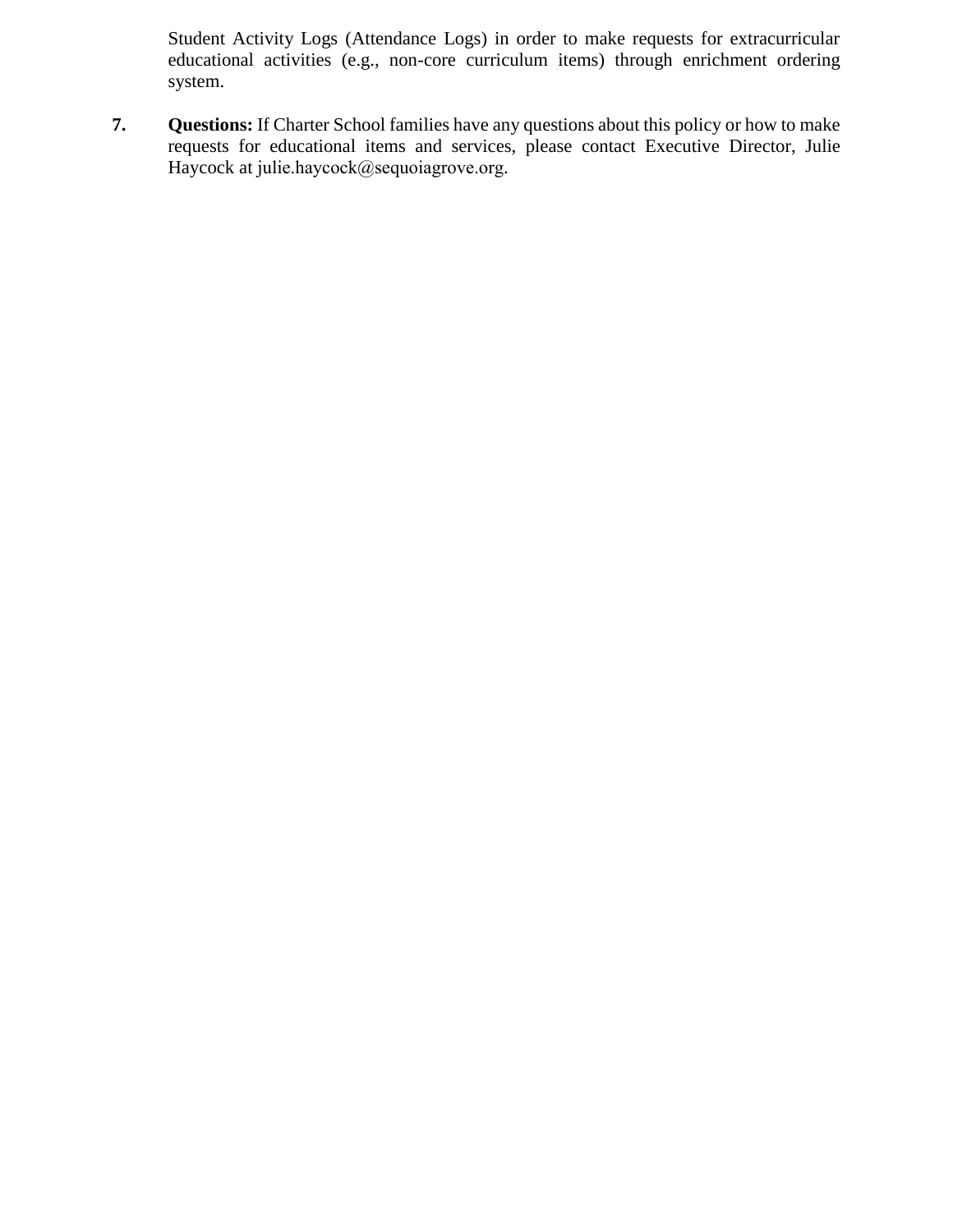Student Activity Logs (Attendance Logs) in order to make requests for extracurricular educational activities (e.g., non-core curriculum items) through enrichment ordering system.

7. **Questions:** If Charter School families have any questions about this policy or how to make requests for educational items and services, please contact Executive Director, Julie Haycock at julie.haycock@sequoiagrove.org.